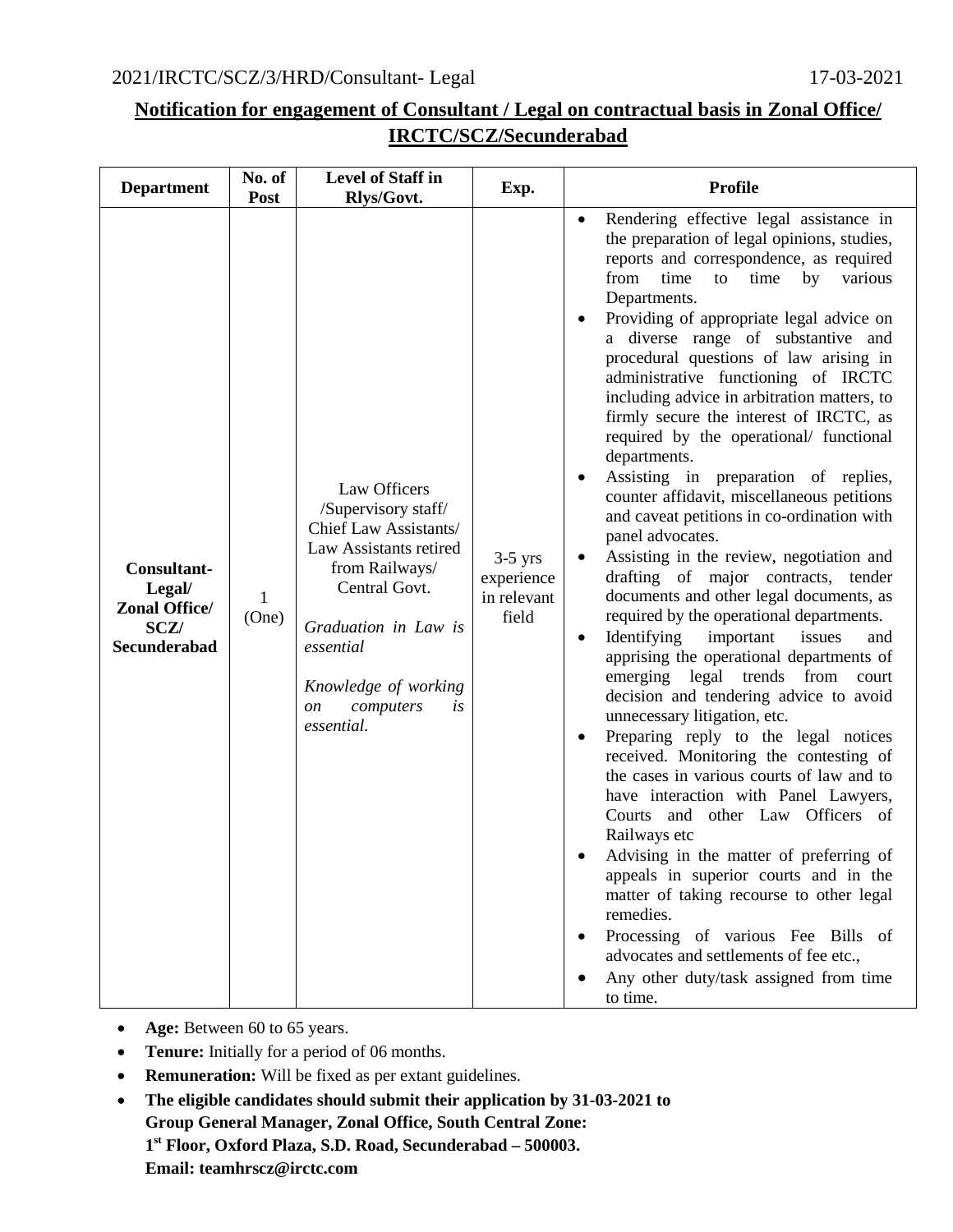2021/IRCTC/SCZ/3/HRD/Consultant- Legal 17-03-2021

## Notification for engagement of Consultant / Legal on contractual basis in Zonal Office/ IRCTC/SCZ/Secunderabad

| Department | No. of Post | Level of Staff in Rlys/Govt. | Exp. | Profile |
|---|---|---|---|---|
| **Consultant-Legal/ Zonal Office/ SCZ/ Secunderabad** | 1 (One) | Law Officers /Supervisory staff/ Chief Law Assistants/ Law Assistants retired from Railways/ Central Govt.<br><br>*Graduation in Law is essential*<br><br>*Knowledge of working on computers is essential.* | 3-5 yrs experience in relevant field | • Rendering effective legal assistance in the preparation of legal opinions, studies, reports and correspondence, as required from time to time by various Departments.<br>• Providing of appropriate legal advice on a diverse range of substantive and procedural questions of law arising in administrative functioning of IRCTC including advice in arbitration matters, to firmly secure the interest of IRCTC, as required by the operational/ functional departments.<br>• Assisting in preparation of replies, counter affidavit, miscellaneous petitions and caveat petitions in co-ordination with panel advocates.<br>• Assisting in the review, negotiation and drafting of major contracts, tender documents and other legal documents, as required by the operational departments.<br>• Identifying important issues and apprising the operational departments of emerging legal trends from court decision and tendering advice to avoid unnecessary litigation, etc.<br>• Preparing reply to the legal notices received. Monitoring the contesting of the cases in various courts of law and to have interaction with Panel Lawyers, Courts and other Law Officers of Railways etc<br>• Advising in the matter of preferring of appeals in superior courts and in the matter of taking recourse to other legal remedies.<br>• Processing of various Fee Bills of advocates and settlements of fee etc.,<br>• Any other duty/task assigned from time to time. |

- **Age:** Between 60 to 65 years.
- **Tenure:** Initially for a period of 06 months.
- **Remuneration:** Will be fixed as per extant guidelines.
- **The eligible candidates should submit their application by 31-03-2021 to Group General Manager, Zonal Office, South Central Zone: 1st Floor, Oxford Plaza, S.D. Road, Secunderabad – 500003. Email: teamhrscz@irctc.com**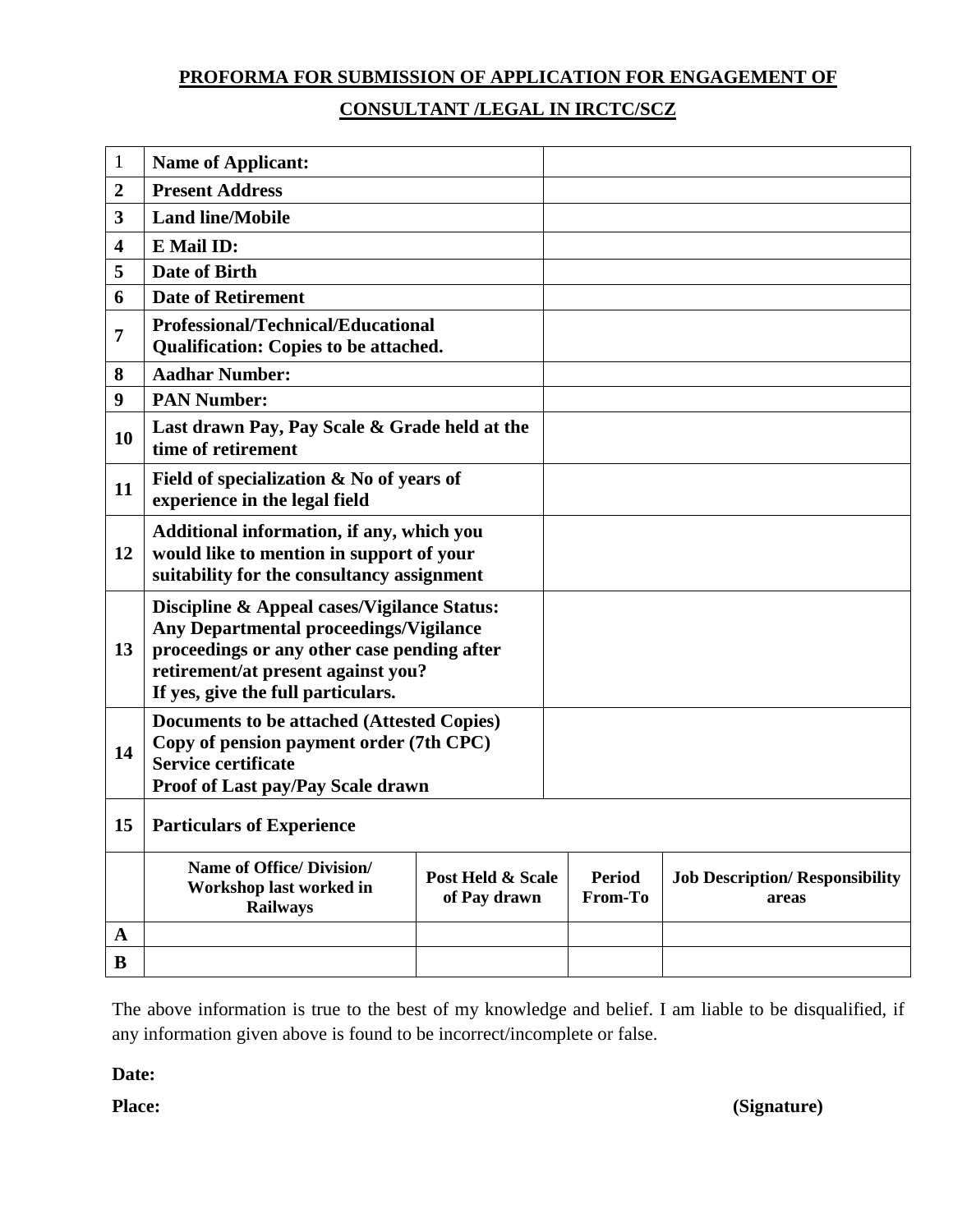## PROFORMA FOR SUBMISSION OF APPLICATION FOR ENGAGEMENT OF CONSULTANT /LEGAL IN IRCTC/SCZ

| | | | | | |
|---|---|---|---|---|---|
| 1 | **Name of Applicant:** | | | | |
| **2** | **Present Address** | | | | |
| **3** | **Land line/Mobile** | | | | |
| **4** | **E Mail ID:** | | | | |
| **5** | **Date of Birth** | | | | |
| **6** | **Date of Retirement** | | | | |
| **7** | **Professional/Technical/Educational Qualification: Copies to be attached.** | | | | |
| **8** | **Aadhar Number:** | | | | |
| **9** | **PAN Number:** | | | | |
| **10** | **Last drawn Pay, Pay Scale & Grade held at the time of retirement** | | | | |
| **11** | **Field of specialization & No of years of experience in the legal field** | | | | |
| **12** | **Additional information, if any, which you would like to mention in support of your suitability for the consultancy assignment** | | | | |
| **13** | **Discipline & Appeal cases/Vigilance Status: Any Departmental proceedings/Vigilance proceedings or any other case pending after retirement/at present against you? If yes, give the full particulars.** | | | | |
| **14** | **Documents to be attached (Attested Copies) Copy of pension payment order (7th CPC) Service certificate Proof of Last pay/Pay Scale drawn** | | | | |
| **15** | **Particulars of Experience** | | | | |
| | **Name of Office/ Division/ Workshop last worked in Railways** | **Post Held & Scale of Pay drawn** | **Period From-To** | **Job Description/ Responsibility areas** | |
| **A** | | | | | |
| **B** | | | | | |

The above information is true to the best of my knowledge and belief. I am liable to be disqualified, if any information given above is found to be incorrect/incomplete or false.

**Date:**

**Place:** **(Signature)**